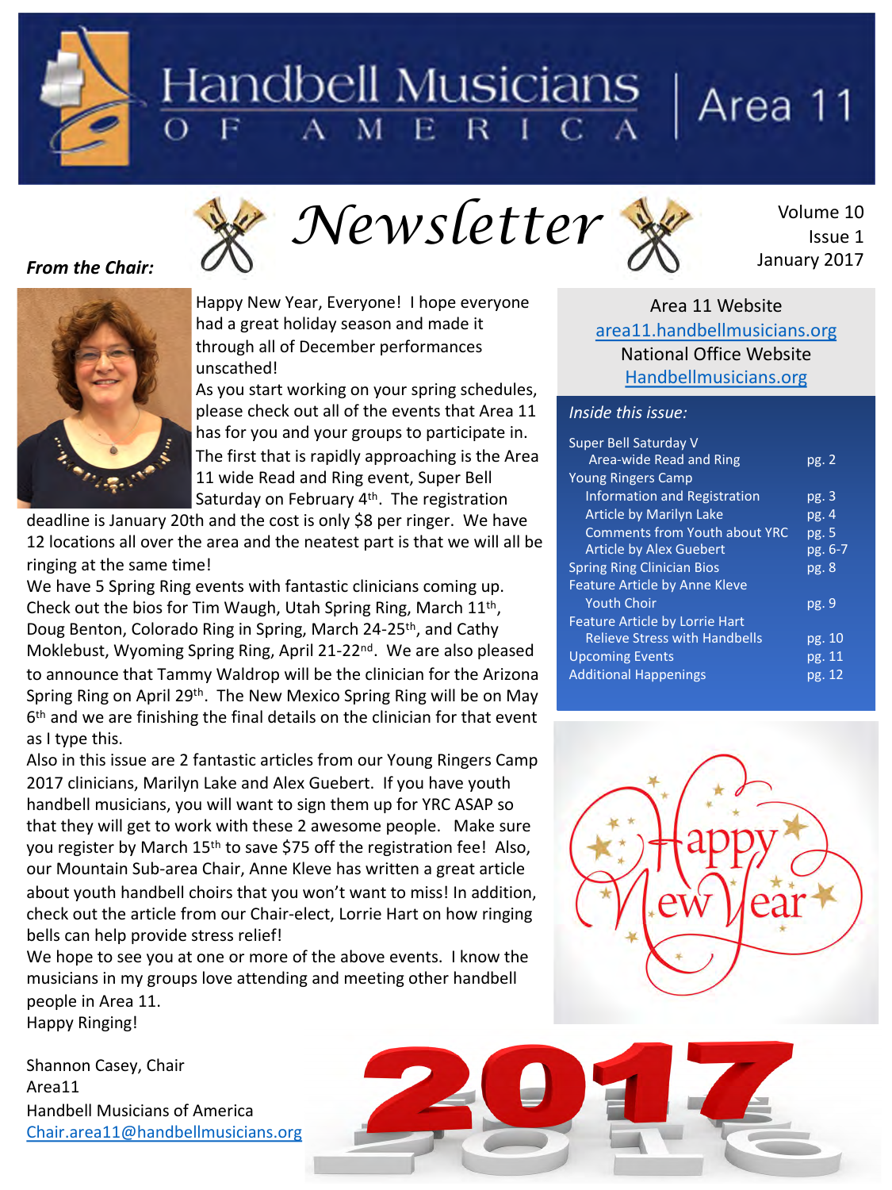# Handbell Musicians of America | Area 11

# Newsletter

Volume 10
Issue 1
January 2017

Area 11 Website
area11.handbellmusicians.org
National Office Website
Handbellmusicians.org

*Inside this issue:*

| | |
|---|---|
| Super Bell Saturday V | |
| Area-wide Read and Ring | pg. 2 |
| Young Ringers Camp | |
| Information and Registration | pg. 3 |
| Article by Marilyn Lake | pg. 4 |
| Comments from Youth about YRC | pg. 5 |
| Article by Alex Guebert | pg. 6-7 |
| Spring Ring Clinician Bios | pg. 8 |
| Feature Article by Anne Kleve | |
| Youth Choir | pg. 9 |
| Feature Article by Lorrie Hart | |
| Relieve Stress with Handbells | pg. 10 |
| Upcoming Events | pg. 11 |
| Additional Happenings | pg. 12 |

## *From the Chair:*

Happy New Year, Everyone! I hope everyone had a great holiday season and made it through all of December performances unscathed!

As you start working on your spring schedules, please check out all of the events that Area 11 has for you and your groups to participate in. The first that is rapidly approaching is the Area 11 wide Read and Ring event, Super Bell Saturday on February 4th. The registration deadline is January 20th and the cost is only $8 per ringer. We have 12 locations all over the area and the neatest part is that we will all be ringing at the same time!

We have 5 Spring Ring events with fantastic clinicians coming up. Check out the bios for Tim Waugh, Utah Spring Ring, March 11th, Doug Benton, Colorado Ring in Spring, March 24-25th, and Cathy Moklebust, Wyoming Spring Ring, April 21-22nd. We are also pleased to announce that Tammy Waldrop will be the clinician for the Arizona Spring Ring on April 29th. The New Mexico Spring Ring will be on May 6th and we are finishing the final details on the clinician for that event as I type this.

Also in this issue are 2 fantastic articles from our Young Ringers Camp 2017 clinicians, Marilyn Lake and Alex Guebert. If you have youth handbell musicians, you will want to sign them up for YRC ASAP so that they will get to work with these 2 awesome people. Make sure you register by March 15th to save $75 off the registration fee! Also, our Mountain Sub-area Chair, Anne Kleve has written a great article about youth handbell choirs that you won't want to miss! In addition, check out the article from our Chair-elect, Lorrie Hart on how ringing bells can help provide stress relief!

We hope to see you at one or more of the above events. I know the musicians in my groups love attending and meeting other handbell people in Area 11.

Happy Ringing!

Shannon Casey, Chair
Area11
Handbell Musicians of America
Chair.area11@handbellmusicians.org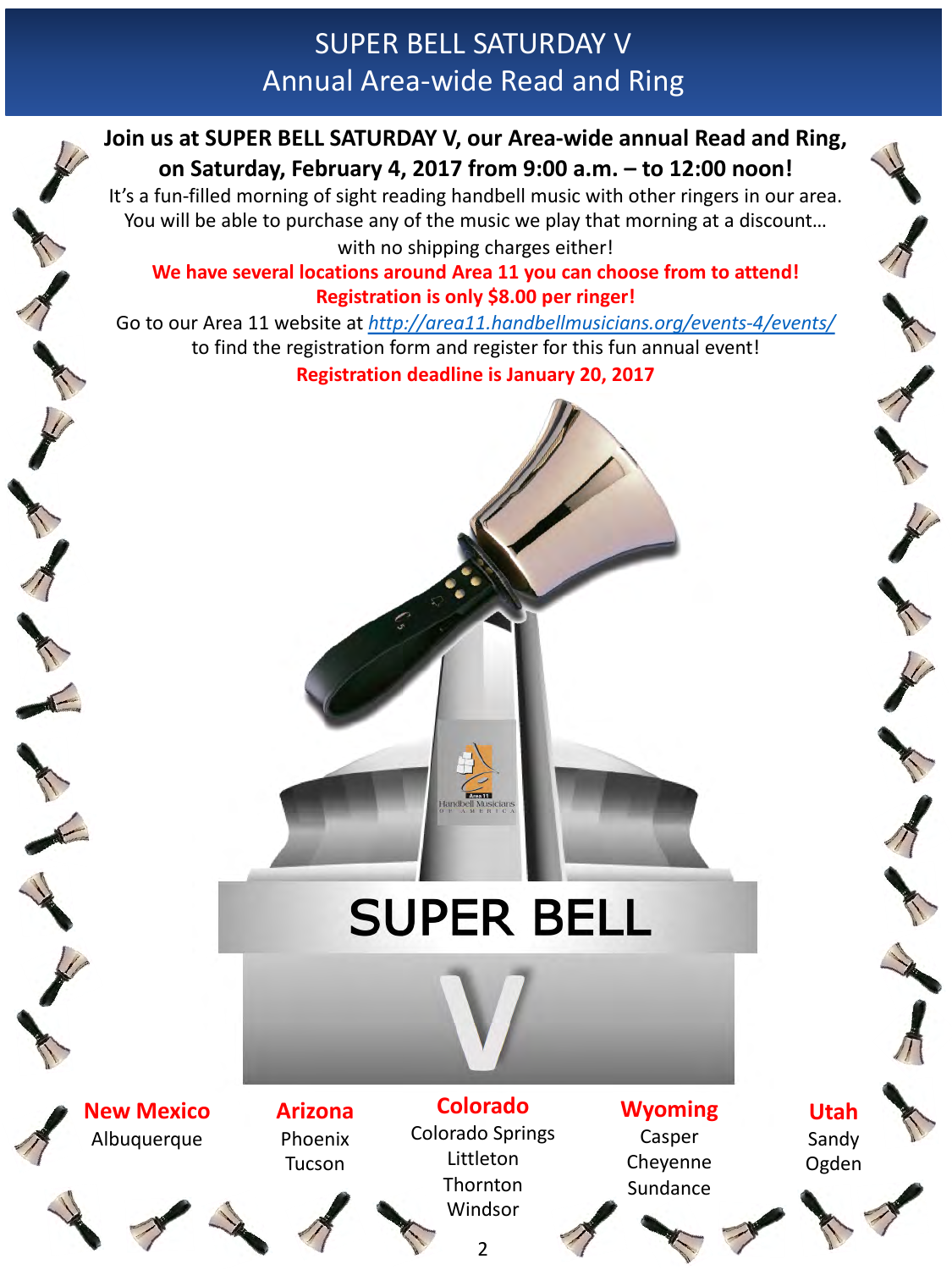# SUPER BELL SATURDAY V
## Annual Area-wide Read and Ring

**Join us at SUPER BELL SATURDAY V, our Area-wide annual Read and Ring, on Saturday, February 4, 2017 from 9:00 a.m. – to 12:00 noon!**

It's a fun-filled morning of sight reading handbell music with other ringers in our area. You will be able to purchase any of the music we play that morning at a discount… with no shipping charges either!

**We have several locations around Area 11 you can choose from to attend!**

**Registration is only $8.00 per ringer!**

Go to our Area 11 website at *http://area11.handbellmusicians.org/events-4/events/* to find the registration form and register for this fun annual event!

**Registration deadline is January 20, 2017**

SUPER BELL

V

**New Mexico**
Albuquerque

**Arizona**
Phoenix
Tucson

**Colorado**
Colorado Springs
Littleton
Thornton
Windsor

**Wyoming**
Casper
Cheyenne
Sundance

**Utah**
Sandy
Ogden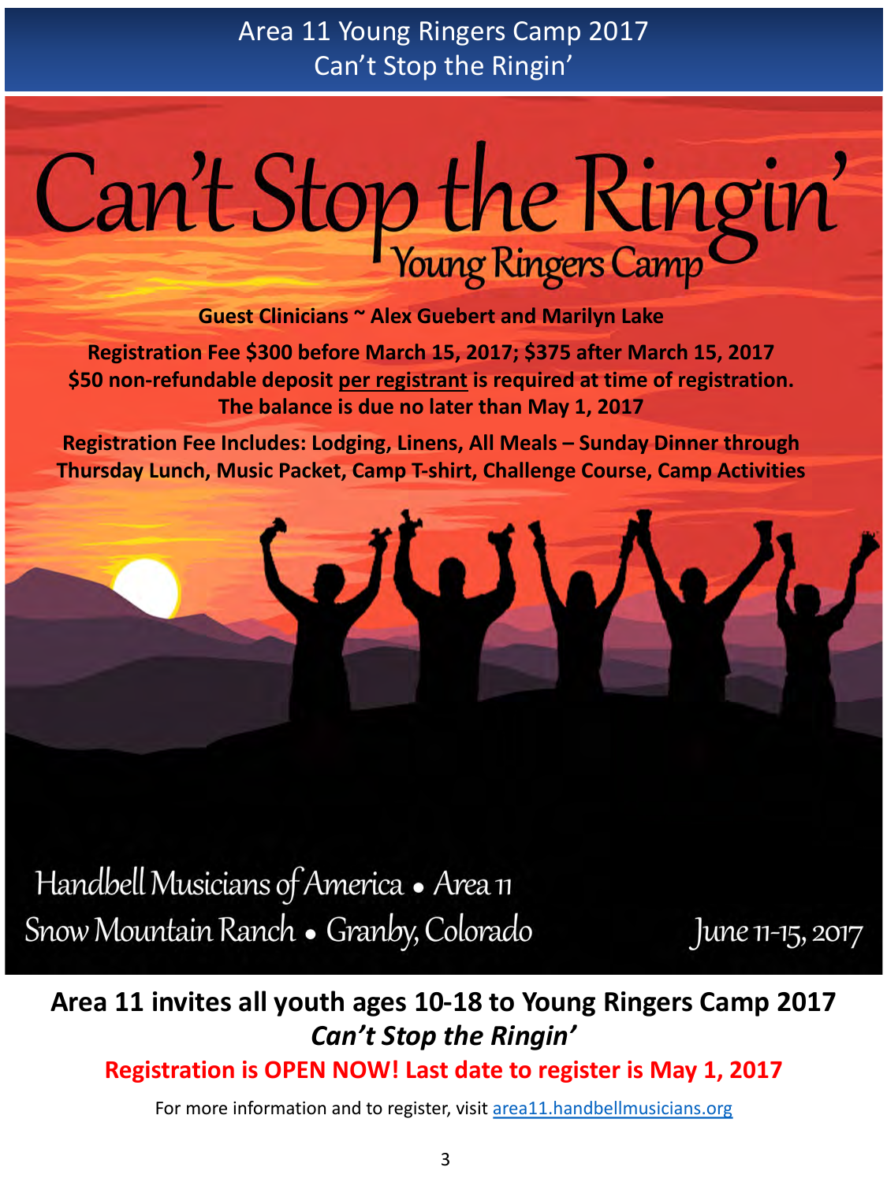# Area 11 Young Ringers Camp 2017
## Can't Stop the Ringin'

# Can't Stop the Ringin'
## Young Ringers Camp

**Guest Clinicians ~ Alex Guebert and Marilyn Lake**

**Registration Fee $300 before March 15, 2017; $375 after March 15, 2017**
**$50 non-refundable deposit per registrant is required at time of registration.**
**The balance is due no later than May 1, 2017**

**Registration Fee Includes: Lodging, Linens, All Meals – Sunday Dinner through Thursday Lunch, Music Packet, Camp T-shirt, Challenge Course, Camp Activities**

Handbell Musicians of America • Area 11
Snow Mountain Ranch • Granby, Colorado

June 11-15, 2017

**Area 11 invites all youth ages 10-18 to Young Ringers Camp 2017**
***Can't Stop the Ringin'***

**Registration is OPEN NOW! Last date to register is May 1, 2017**

For more information and to register, visit area11.handbellmusicians.org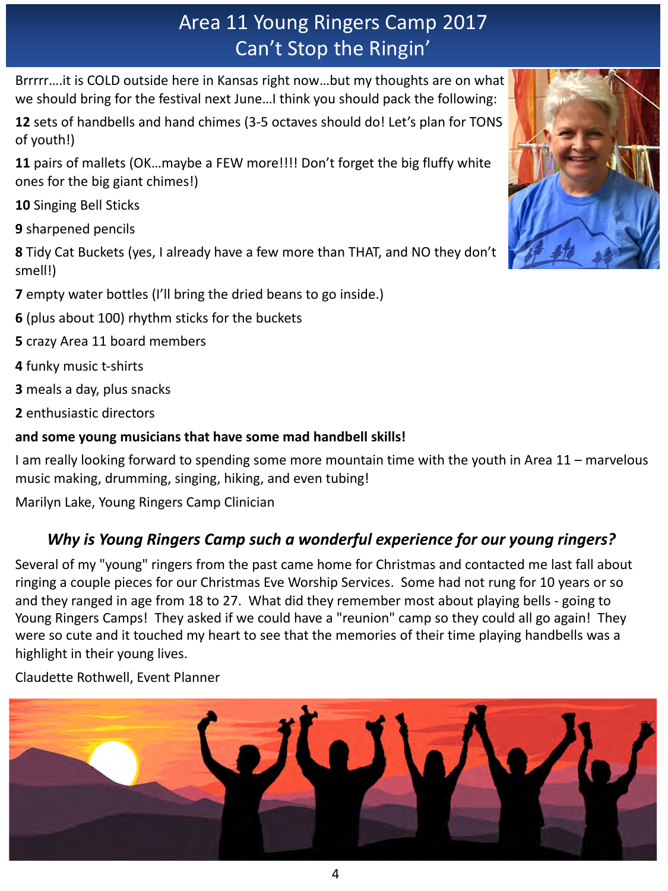# Area 11 Young Ringers Camp 2017
# Can't Stop the Ringin'

Brrrrr….it is COLD outside here in Kansas right now…but my thoughts are on what we should bring for the festival next June…I think you should pack the following:

**12** sets of handbells and hand chimes (3-5 octaves should do! Let's plan for TONS of youth!)

**11** pairs of mallets (OK…maybe a FEW more!!!! Don't forget the big fluffy white ones for the big giant chimes!)

**10** Singing Bell Sticks

**9** sharpened pencils

**8** Tidy Cat Buckets (yes, I already have a few more than THAT, and NO they don't smell!)

**7** empty water bottles (I'll bring the dried beans to go inside.)

**6** (plus about 100) rhythm sticks for the buckets

**5** crazy Area 11 board members

**4** funky music t-shirts

**3** meals a day, plus snacks

**2** enthusiastic directors

**and some young musicians that have some mad handbell skills!**

I am really looking forward to spending some more mountain time with the youth in Area 11 – marvelous music making, drumming, singing, hiking, and even tubing!

Marilyn Lake, Young Ringers Camp Clinician

### *Why is Young Ringers Camp such a wonderful experience for our young ringers?*

Several of my "young" ringers from the past came home for Christmas and contacted me last fall about ringing a couple pieces for our Christmas Eve Worship Services. Some had not rung for 10 years or so and they ranged in age from 18 to 27. What did they remember most about playing bells - going to Young Ringers Camps! They asked if we could have a "reunion" camp so they could all go again! They were so cute and it touched my heart to see that the memories of their time playing handbells was a highlight in their young lives.

Claudette Rothwell, Event Planner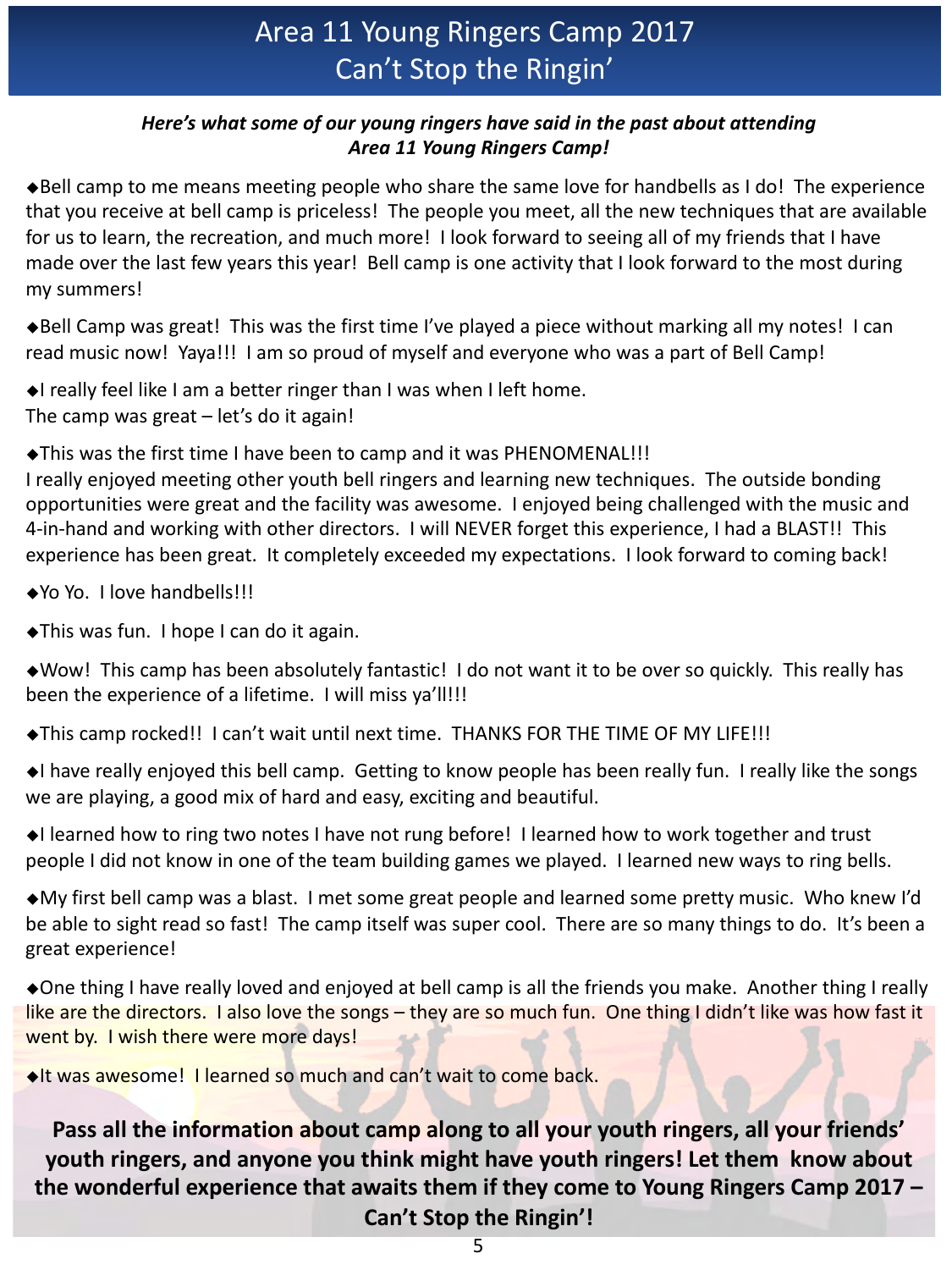# Area 11 Young Ringers Camp 2017
# Can't Stop the Ringin'

***Here's what some of our young ringers have said in the past about attending Area 11 Young Ringers Camp!***

◆Bell camp to me means meeting people who share the same love for handbells as I do! The experience that you receive at bell camp is priceless! The people you meet, all the new techniques that are available for us to learn, the recreation, and much more! I look forward to seeing all of my friends that I have made over the last few years this year! Bell camp is one activity that I look forward to the most during my summers!

◆Bell Camp was great! This was the first time I've played a piece without marking all my notes! I can read music now! Yaya!!! I am so proud of myself and everyone who was a part of Bell Camp!

◆I really feel like I am a better ringer than I was when I left home.
The camp was great – let's do it again!

◆This was the first time I have been to camp and it was PHENOMENAL!!!
I really enjoyed meeting other youth bell ringers and learning new techniques. The outside bonding opportunities were great and the facility was awesome. I enjoyed being challenged with the music and 4-in-hand and working with other directors. I will NEVER forget this experience, I had a BLAST!! This experience has been great. It completely exceeded my expectations. I look forward to coming back!

◆Yo Yo. I love handbells!!!

◆This was fun. I hope I can do it again.

◆Wow! This camp has been absolutely fantastic! I do not want it to be over so quickly. This really has been the experience of a lifetime. I will miss ya'll!!!

◆This camp rocked!! I can't wait until next time. THANKS FOR THE TIME OF MY LIFE!!!

◆I have really enjoyed this bell camp. Getting to know people has been really fun. I really like the songs we are playing, a good mix of hard and easy, exciting and beautiful.

◆I learned how to ring two notes I have not rung before! I learned how to work together and trust people I did not know in one of the team building games we played. I learned new ways to ring bells.

◆My first bell camp was a blast. I met some great people and learned some pretty music. Who knew I'd be able to sight read so fast! The camp itself was super cool. There are so many things to do. It's been a great experience!

◆One thing I have really loved and enjoyed at bell camp is all the friends you make. Another thing I really like are the directors. I also love the songs – they are so much fun. One thing I didn't like was how fast it went by. I wish there were more days!

◆It was awesome! I learned so much and can't wait to come back.

**Pass all the information about camp along to all your youth ringers, all your friends' youth ringers, and anyone you think might have youth ringers! Let them know about the wonderful experience that awaits them if they come to Young Ringers Camp 2017 – Can't Stop the Ringin'!**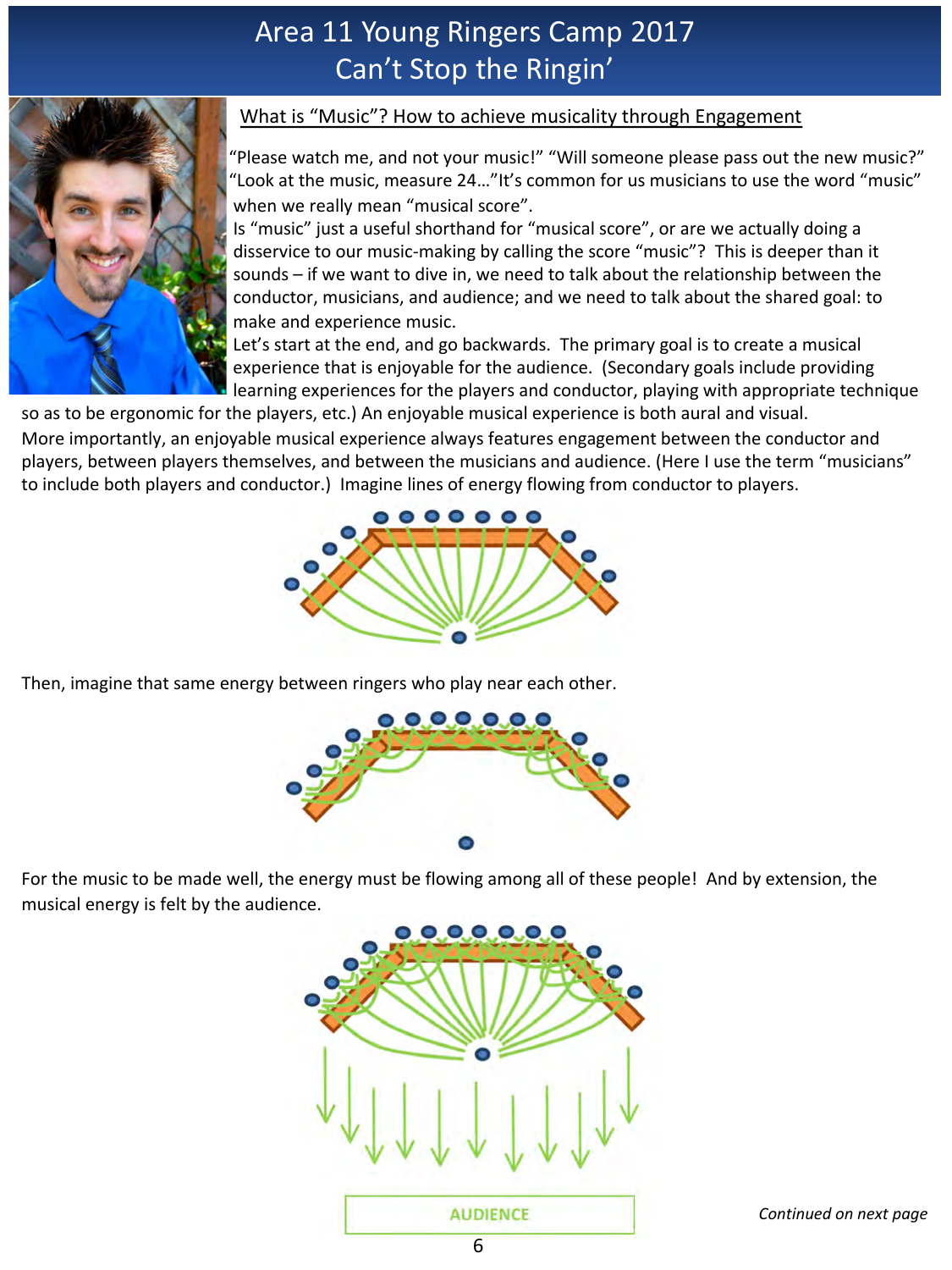# Area 11 Young Ringers Camp 2017
# Can't Stop the Ringin'

## What is "Music"? How to achieve musicality through Engagement

"Please watch me, and not your music!" "Will someone please pass out the new music?" "Look at the music, measure 24…"It's common for us musicians to use the word "music" when we really mean "musical score".

Is "music" just a useful shorthand for "musical score", or are we actually doing a disservice to our music-making by calling the score "music"? This is deeper than it sounds – if we want to dive in, we need to talk about the relationship between the conductor, musicians, and audience; and we need to talk about the shared goal: to make and experience music.

Let's start at the end, and go backwards. The primary goal is to create a musical experience that is enjoyable for the audience. (Secondary goals include providing learning experiences for the players and conductor, playing with appropriate technique so as to be ergonomic for the players, etc.) An enjoyable musical experience is both aural and visual.

More importantly, an enjoyable musical experience always features engagement between the conductor and players, between players themselves, and between the musicians and audience. (Here I use the term "musicians" to include both players and conductor.) Imagine lines of energy flowing from conductor to players.

Then, imagine that same energy between ringers who play near each other.

For the music to be made well, the energy must be flowing among all of these people! And by extension, the musical energy is felt by the audience.

AUDIENCE

*Continued on next page*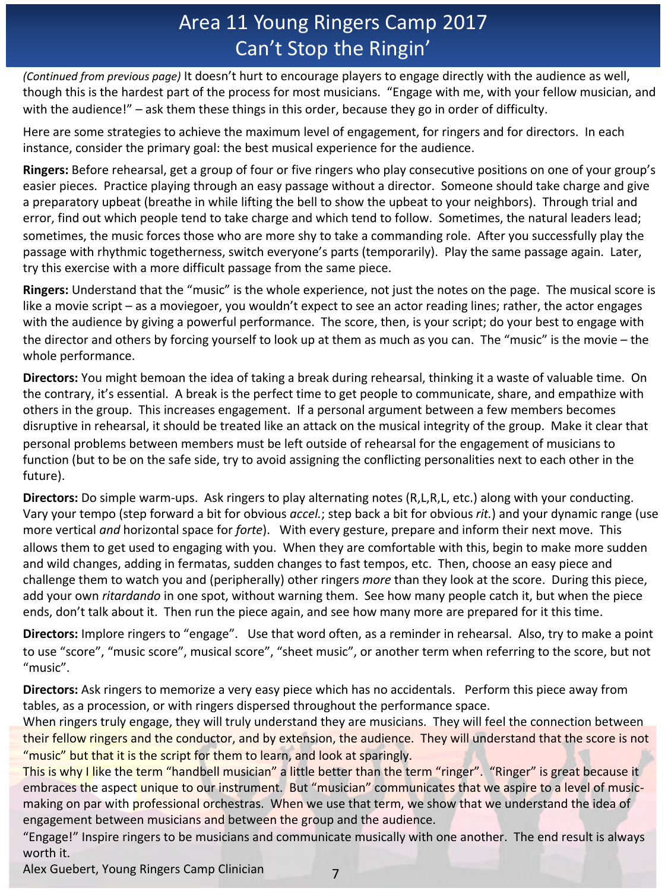# Area 11 Young Ringers Camp 2017
# Can't Stop the Ringin'

*(Continued from previous page)* It doesn't hurt to encourage players to engage directly with the audience as well, though this is the hardest part of the process for most musicians. "Engage with me, with your fellow musician, and with the audience!" – ask them these things in this order, because they go in order of difficulty.

Here are some strategies to achieve the maximum level of engagement, for ringers and for directors. In each instance, consider the primary goal: the best musical experience for the audience.

**Ringers:** Before rehearsal, get a group of four or five ringers who play consecutive positions on one of your group's easier pieces. Practice playing through an easy passage without a director. Someone should take charge and give a preparatory upbeat (breathe in while lifting the bell to show the upbeat to your neighbors). Through trial and error, find out which people tend to take charge and which tend to follow. Sometimes, the natural leaders lead; sometimes, the music forces those who are more shy to take a commanding role. After you successfully play the passage with rhythmic togetherness, switch everyone's parts (temporarily). Play the same passage again. Later, try this exercise with a more difficult passage from the same piece.

**Ringers:** Understand that the "music" is the whole experience, not just the notes on the page. The musical score is like a movie script – as a moviegoer, you wouldn't expect to see an actor reading lines; rather, the actor engages with the audience by giving a powerful performance. The score, then, is your script; do your best to engage with the director and others by forcing yourself to look up at them as much as you can. The "music" is the movie – the whole performance.

**Directors:** You might bemoan the idea of taking a break during rehearsal, thinking it a waste of valuable time. On the contrary, it's essential. A break is the perfect time to get people to communicate, share, and empathize with others in the group. This increases engagement. If a personal argument between a few members becomes disruptive in rehearsal, it should be treated like an attack on the musical integrity of the group. Make it clear that personal problems between members must be left outside of rehearsal for the engagement of musicians to function (but to be on the safe side, try to avoid assigning the conflicting personalities next to each other in the future).

**Directors:** Do simple warm-ups. Ask ringers to play alternating notes (R,L,R,L, etc.) along with your conducting. Vary your tempo (step forward a bit for obvious *accel.*; step back a bit for obvious *rit.*) and your dynamic range (use more vertical *and* horizontal space for *forte*). With every gesture, prepare and inform their next move. This allows them to get used to engaging with you. When they are comfortable with this, begin to make more sudden and wild changes, adding in fermatas, sudden changes to fast tempos, etc. Then, choose an easy piece and challenge them to watch you and (peripherally) other ringers *more* than they look at the score. During this piece, add your own *ritardando* in one spot, without warning them. See how many people catch it, but when the piece ends, don't talk about it. Then run the piece again, and see how many more are prepared for it this time.

**Directors:** Implore ringers to "engage". Use that word often, as a reminder in rehearsal. Also, try to make a point to use "score", "music score", musical score", "sheet music", or another term when referring to the score, but not "music".

**Directors:** Ask ringers to memorize a very easy piece which has no accidentals. Perform this piece away from tables, as a procession, or with ringers dispersed throughout the performance space.

When ringers truly engage, they will truly understand they are musicians. They will feel the connection between their fellow ringers and the conductor, and by extension, the audience. They will understand that the score is not "music" but that it is the script for them to learn, and look at sparingly.

This is why I like the term "handbell musician" a little better than the term "ringer". "Ringer" is great because it embraces the aspect unique to our instrument. But "musician" communicates that we aspire to a level of music-making on par with professional orchestras. When we use that term, we show that we understand the idea of engagement between musicians and between the group and the audience.

"Engage!" Inspire ringers to be musicians and communicate musically with one another. The end result is always worth it.

Alex Guebert, Young Ringers Camp Clinician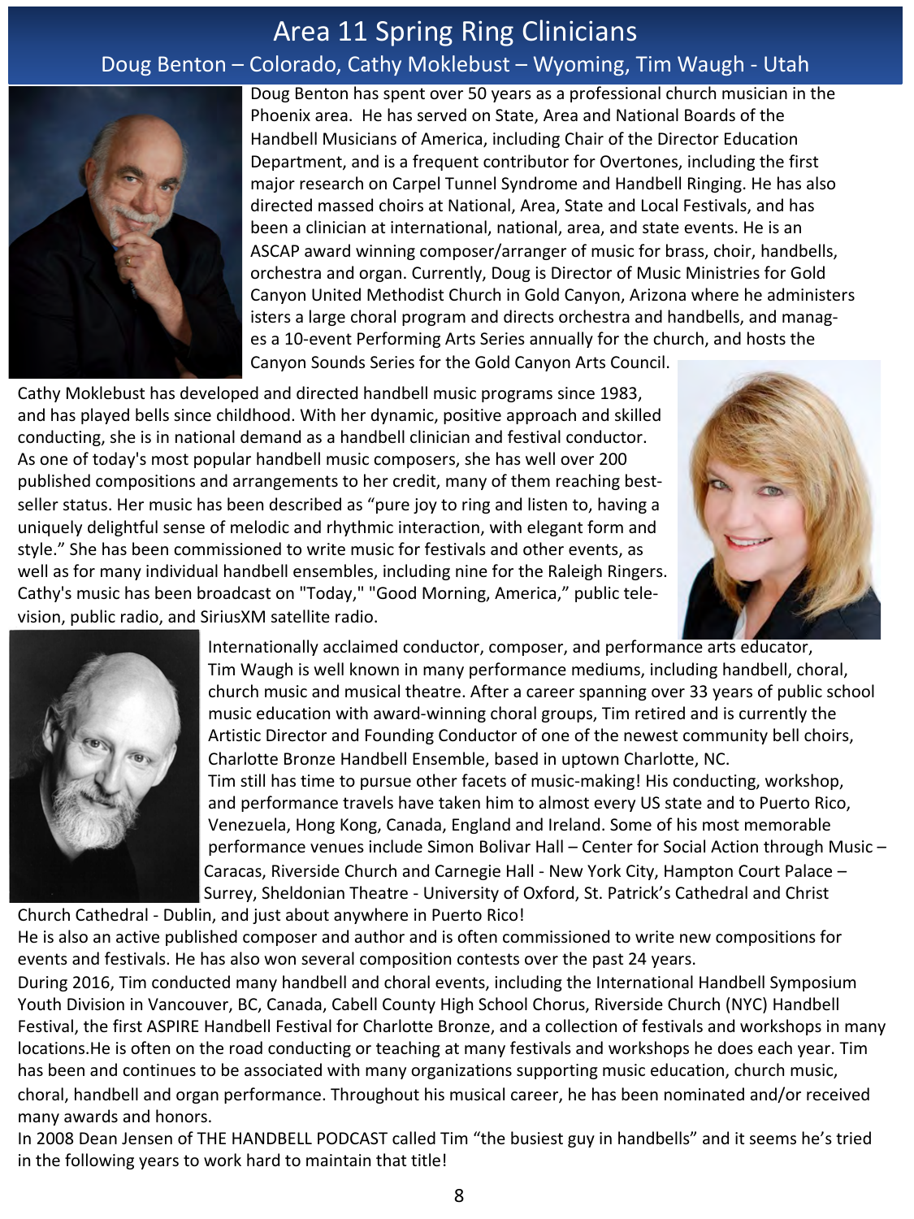# Area 11 Spring Ring Clinicians

## Doug Benton – Colorado, Cathy Moklebust – Wyoming, Tim Waugh - Utah

Doug Benton has spent over 50 years as a professional church musician in the Phoenix area. He has served on State, Area and National Boards of the Handbell Musicians of America, including Chair of the Director Education Department, and is a frequent contributor for Overtones, including the first major research on Carpel Tunnel Syndrome and Handbell Ringing. He has also directed massed choirs at National, Area, State and Local Festivals, and has been a clinician at international, national, area, and state events. He is an ASCAP award winning composer/arranger of music for brass, choir, handbells, orchestra and organ. Currently, Doug is Director of Music Ministries for Gold Canyon United Methodist Church in Gold Canyon, Arizona where he administers a large choral program and directs orchestra and handbells, and manages a 10-event Performing Arts Series annually for the church, and hosts the Canyon Sounds Series for the Gold Canyon Arts Council.

Cathy Moklebust has developed and directed handbell music programs since 1983, and has played bells since childhood. With her dynamic, positive approach and skilled conducting, she is in national demand as a handbell clinician and festival conductor. As one of today's most popular handbell music composers, she has well over 200 published compositions and arrangements to her credit, many of them reaching best-seller status. Her music has been described as "pure joy to ring and listen to, having a uniquely delightful sense of melodic and rhythmic interaction, with elegant form and style." She has been commissioned to write music for festivals and other events, as well as for many individual handbell ensembles, including nine for the Raleigh Ringers. Cathy's music has been broadcast on "Today," "Good Morning, America," public television, public radio, and SiriusXM satellite radio.

Internationally acclaimed conductor, composer, and performance arts educator, Tim Waugh is well known in many performance mediums, including handbell, choral, church music and musical theatre. After a career spanning over 33 years of public school music education with award-winning choral groups, Tim retired and is currently the Artistic Director and Founding Conductor of one of the newest community bell choirs, Charlotte Bronze Handbell Ensemble, based in uptown Charlotte, NC.

Tim still has time to pursue other facets of music-making! His conducting, workshop, and performance travels have taken him to almost every US state and to Puerto Rico, Venezuela, Hong Kong, Canada, England and Ireland. Some of his most memorable performance venues include Simon Bolivar Hall – Center for Social Action through Music – Caracas, Riverside Church and Carnegie Hall - New York City, Hampton Court Palace – Surrey, Sheldonian Theatre - University of Oxford, St. Patrick's Cathedral and Christ Church Cathedral - Dublin, and just about anywhere in Puerto Rico!

He is also an active published composer and author and is often commissioned to write new compositions for events and festivals. He has also won several composition contests over the past 24 years.

During 2016, Tim conducted many handbell and choral events, including the International Handbell Symposium Youth Division in Vancouver, BC, Canada, Cabell County High School Chorus, Riverside Church (NYC) Handbell Festival, the first ASPIRE Handbell Festival for Charlotte Bronze, and a collection of festivals and workshops in many locations.He is often on the road conducting or teaching at many festivals and workshops he does each year. Tim has been and continues to be associated with many organizations supporting music education, church music, choral, handbell and organ performance. Throughout his musical career, he has been nominated and/or received many awards and honors.

In 2008 Dean Jensen of THE HANDBELL PODCAST called Tim "the busiest guy in handbells" and it seems he's tried in the following years to work hard to maintain that title!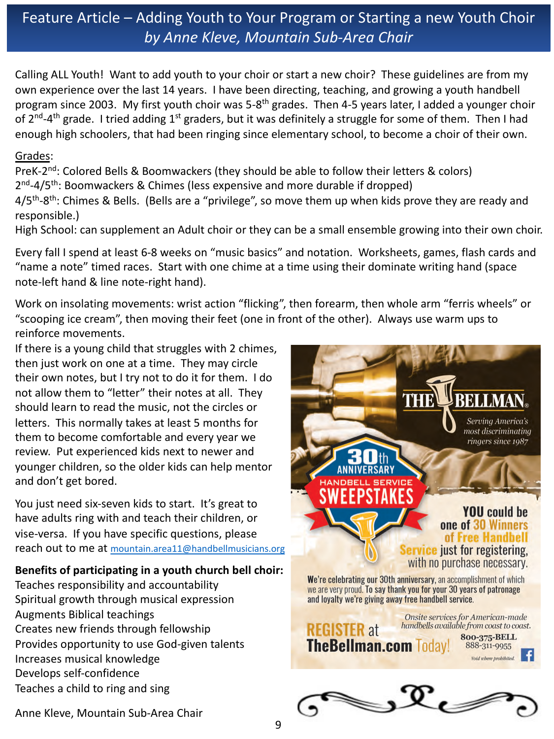# Feature Article – Adding Youth to Your Program or Starting a new Youth Choir

*by Anne Kleve, Mountain Sub-Area Chair*

Calling ALL Youth! Want to add youth to your choir or start a new choir? These guidelines are from my own experience over the last 14 years. I have been directing, teaching, and growing a youth handbell program since 2003. My first youth choir was 5-8th grades. Then 4-5 years later, I added a younger choir of 2nd-4th grade. I tried adding 1st graders, but it was definitely a struggle for some of them. Then I had enough high schoolers, that had been ringing since elementary school, to become a choir of their own.

Grades:

PreK-2nd: Colored Bells & Boomwackers (they should be able to follow their letters & colors)

2nd-4/5th: Boomwackers & Chimes (less expensive and more durable if dropped)

4/5th-8th: Chimes & Bells. (Bells are a "privilege", so move them up when kids prove they are ready and responsible.)

High School: can supplement an Adult choir or they can be a small ensemble growing into their own choir.

Every fall I spend at least 6-8 weeks on "music basics" and notation. Worksheets, games, flash cards and "name a note" timed races. Start with one chime at a time using their dominate writing hand (space note-left hand & line note-right hand).

Work on insolating movements: wrist action "flicking", then forearm, then whole arm "ferris wheels" or "scooping ice cream", then moving their feet (one in front of the other). Always use warm ups to reinforce movements.

If there is a young child that struggles with 2 chimes, then just work on one at a time. They may circle their own notes, but I try not to do it for them. I do not allow them to "letter" their notes at all. They should learn to read the music, not the circles or letters. This normally takes at least 5 months for them to become comfortable and every year we review. Put experienced kids next to newer and younger children, so the older kids can help mentor and don't get bored.

You just need six-seven kids to start. It's great to have adults ring with and teach their children, or vise-versa. If you have specific questions, please reach out to me at mountain.area11@handbellmusicians.org

**Benefits of participating in a youth church bell choir:**

Teaches responsibility and accountability
Spiritual growth through musical expression
Augments Biblical teachings
Creates new friends through fellowship
Provides opportunity to use God-given talents
Increases musical knowledge
Develops self-confidence
Teaches a child to ring and sing

Anne Kleve, Mountain Sub-Area Chair

THE BELLMAN®

*Serving America's most discriminating ringers since 1987*

30th ANNIVERSARY HANDBELL SERVICE SWEEPSTAKES

YOU could be one of 30 Winners of Free Handbell Service just for registering, with no purchase necessary.

We're celebrating our 30th anniversary, an accomplishment of which we are very proud. To say thank you for your 30 years of patronage and loyalty we're giving away free handbell service.

*Onsite services for American-made handbells available from coast to coast.*

REGISTER at TheBellman.com Today!

800-375-BELL
888-311-9955

*Void where prohibited.*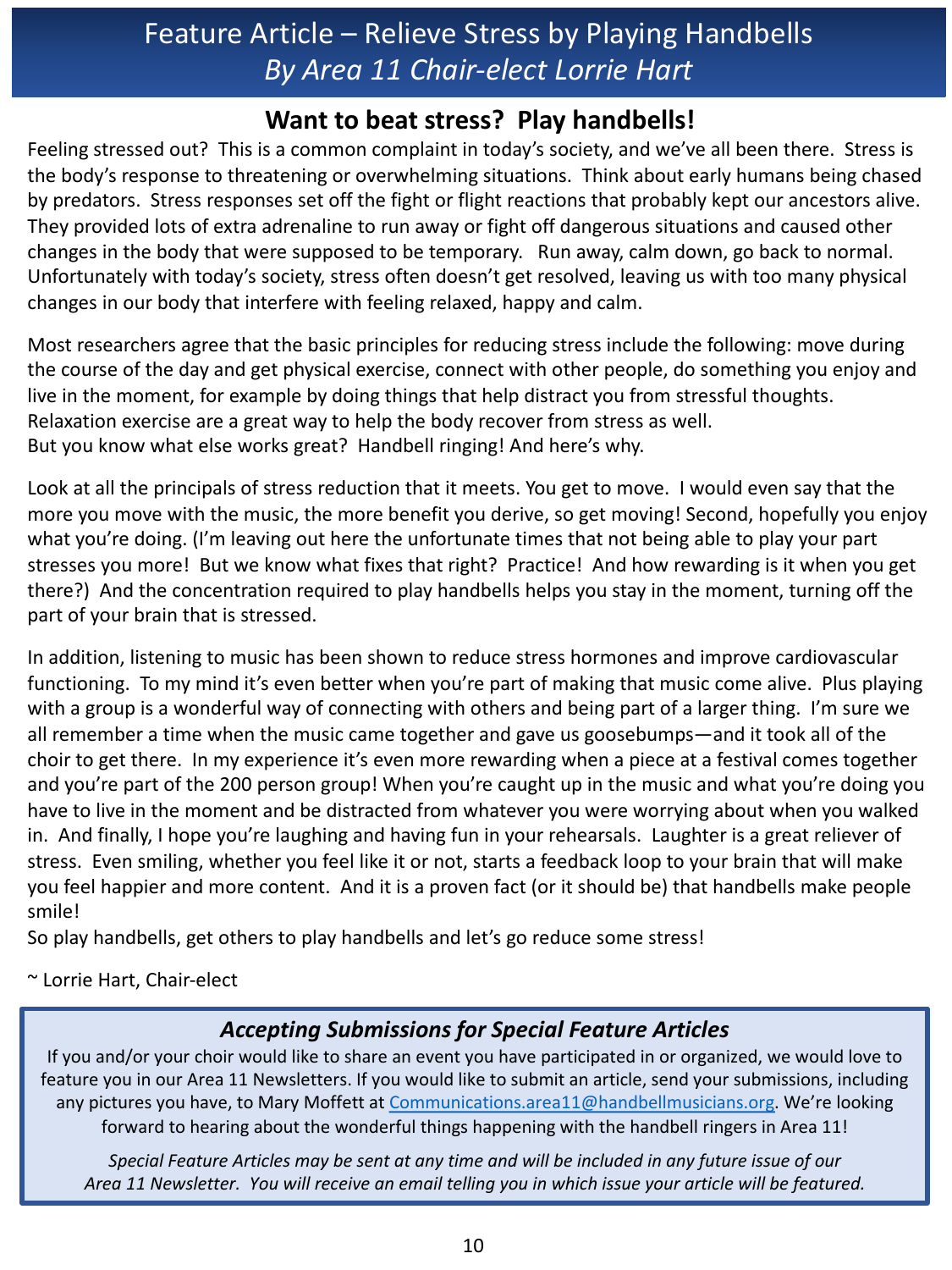# Feature Article – Relieve Stress by Playing Handbells

*By Area 11 Chair-elect Lorrie Hart*

## Want to beat stress? Play handbells!

Feeling stressed out? This is a common complaint in today's society, and we've all been there. Stress is the body's response to threatening or overwhelming situations. Think about early humans being chased by predators. Stress responses set off the fight or flight reactions that probably kept our ancestors alive. They provided lots of extra adrenaline to run away or fight off dangerous situations and caused other changes in the body that were supposed to be temporary. Run away, calm down, go back to normal. Unfortunately with today's society, stress often doesn't get resolved, leaving us with too many physical changes in our body that interfere with feeling relaxed, happy and calm.

Most researchers agree that the basic principles for reducing stress include the following: move during the course of the day and get physical exercise, connect with other people, do something you enjoy and live in the moment, for example by doing things that help distract you from stressful thoughts. Relaxation exercise are a great way to help the body recover from stress as well.
But you know what else works great? Handbell ringing! And here's why.

Look at all the principals of stress reduction that it meets. You get to move. I would even say that the more you move with the music, the more benefit you derive, so get moving! Second, hopefully you enjoy what you're doing. (I'm leaving out here the unfortunate times that not being able to play your part stresses you more! But we know what fixes that right? Practice! And how rewarding is it when you get there?) And the concentration required to play handbells helps you stay in the moment, turning off the part of your brain that is stressed.

In addition, listening to music has been shown to reduce stress hormones and improve cardiovascular functioning. To my mind it's even better when you're part of making that music come alive. Plus playing with a group is a wonderful way of connecting with others and being part of a larger thing. I'm sure we all remember a time when the music came together and gave us goosebumps—and it took all of the choir to get there. In my experience it's even more rewarding when a piece at a festival comes together and you're part of the 200 person group! When you're caught up in the music and what you're doing you have to live in the moment and be distracted from whatever you were worrying about when you walked in. And finally, I hope you're laughing and having fun in your rehearsals. Laughter is a great reliever of stress. Even smiling, whether you feel like it or not, starts a feedback loop to your brain that will make you feel happier and more content. And it is a proven fact (or it should be) that handbells make people smile!
So play handbells, get others to play handbells and let's go reduce some stress!

~ Lorrie Hart, Chair-elect

### *Accepting Submissions for Special Feature Articles*

If you and/or your choir would like to share an event you have participated in or organized, we would love to feature you in our Area 11 Newsletters. If you would like to submit an article, send your submissions, including any pictures you have, to Mary Moffett at Communications.area11@handbellmusicians.org. We're looking forward to hearing about the wonderful things happening with the handbell ringers in Area 11!

*Special Feature Articles may be sent at any time and will be included in any future issue of our Area 11 Newsletter. You will receive an email telling you in which issue your article will be featured.*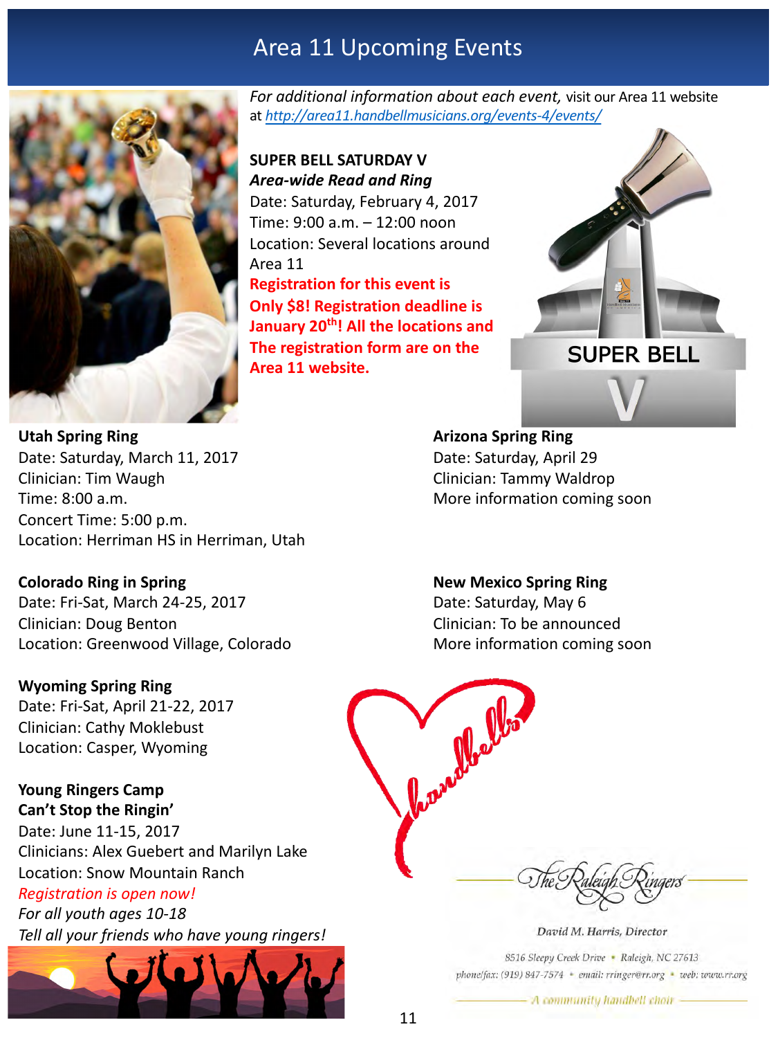# Area 11 Upcoming Events

*For additional information about each event,* visit our Area 11 website at *http://area11.handbellmusicians.org/events-4/events/*

**SUPER BELL SATURDAY V**
***Area-wide Read and Ring***
Date: Saturday, February 4, 2017
Time: 9:00 a.m. – 12:00 noon
Location: Several locations around Area 11
**Registration for this event is Only $8! Registration deadline is January 20th! All the locations and The registration form are on the Area 11 website.**

**Utah Spring Ring**
Date: Saturday, March 11, 2017
Clinician: Tim Waugh
Time: 8:00 a.m.
Concert Time: 5:00 p.m.
Location: Herriman HS in Herriman, Utah

**Colorado Ring in Spring**
Date: Fri-Sat, March 24-25, 2017
Clinician: Doug Benton
Location: Greenwood Village, Colorado

**Wyoming Spring Ring**
Date: Fri-Sat, April 21-22, 2017
Clinician: Cathy Moklebust
Location: Casper, Wyoming

**Young Ringers Camp**
**Can't Stop the Ringin'**
Date: June 11-15, 2017
Clinicians: Alex Guebert and Marilyn Lake
Location: Snow Mountain Ranch
*Registration is open now!*
*For all youth ages 10-18*
*Tell all your friends who have young ringers!*

**Arizona Spring Ring**
Date: Saturday, April 29
Clinician: Tammy Waldrop
More information coming soon

**New Mexico Spring Ring**
Date: Saturday, May 6
Clinician: To be announced
More information coming soon

The Raleigh Ringers
David M. Harris, Director
8516 Sleepy Creek Drive • Raleigh, NC 27613
phone/fax: (919) 847-7574 • email: rringer@rr.org • web: www.rr.org
A community handbell choir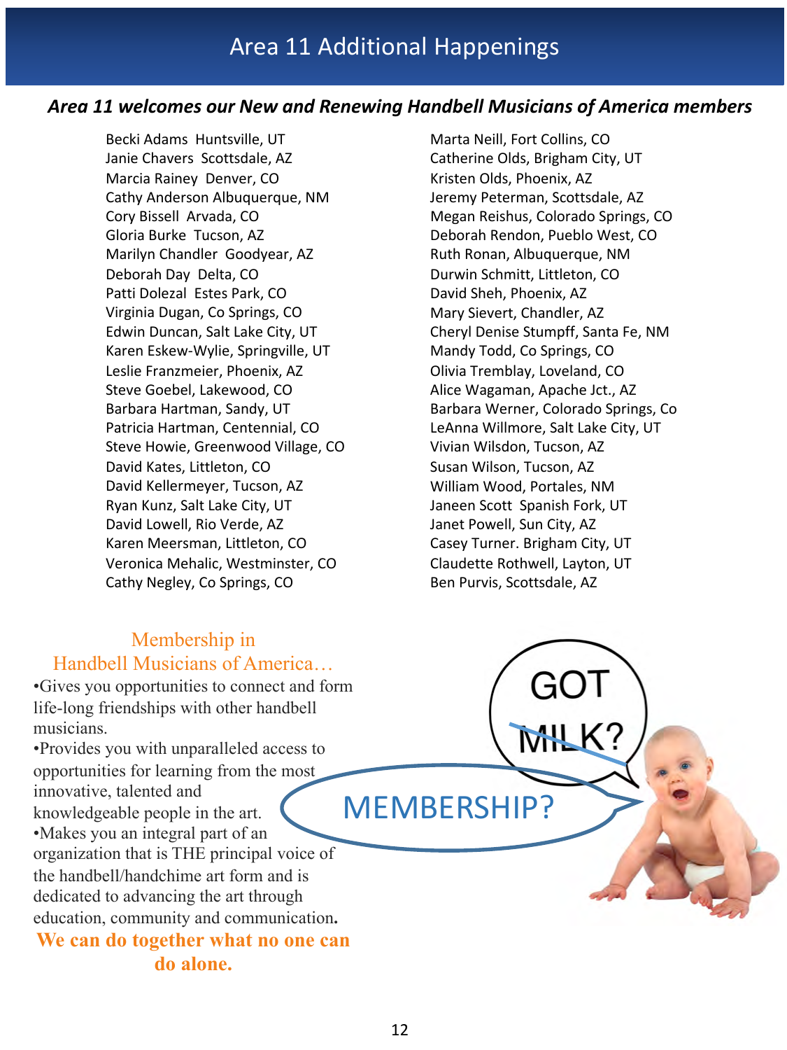# Area 11 Additional Happenings

***Area 11 welcomes our New and Renewing Handbell Musicians of America members***

Becki Adams  Huntsville, UT
Janie Chavers  Scottsdale, AZ
Marcia Rainey  Denver, CO
Cathy Anderson Albuquerque, NM
Cory Bissell  Arvada, CO
Gloria Burke  Tucson, AZ
Marilyn Chandler  Goodyear, AZ
Deborah Day  Delta, CO
Patti Dolezal  Estes Park, CO
Virginia Dugan, Co Springs, CO
Edwin Duncan, Salt Lake City, UT
Karen Eskew-Wylie, Springville, UT
Leslie Franzmeier, Phoenix, AZ
Steve Goebel, Lakewood, CO
Barbara Hartman, Sandy, UT
Patricia Hartman, Centennial, CO
Steve Howie, Greenwood Village, CO
David Kates, Littleton, CO
David Kellermeyer, Tucson, AZ
Ryan Kunz, Salt Lake City, UT
David Lowell, Rio Verde, AZ
Karen Meersman, Littleton, CO
Veronica Mehalic, Westminster, CO
Cathy Negley, Co Springs, CO
Marta Neill, Fort Collins, CO
Catherine Olds, Brigham City, UT
Kristen Olds, Phoenix, AZ
Jeremy Peterman, Scottsdale, AZ
Megan Reishus, Colorado Springs, CO
Deborah Rendon, Pueblo West, CO
Ruth Ronan, Albuquerque, NM
Durwin Schmitt, Littleton, CO
David Sheh, Phoenix, AZ
Mary Sievert, Chandler, AZ
Cheryl Denise Stumpff, Santa Fe, NM
Mandy Todd, Co Springs, CO
Olivia Tremblay, Loveland, CO
Alice Wagaman, Apache Jct., AZ
Barbara Werner, Colorado Springs, Co
LeAnna Willmore, Salt Lake City, UT
Vivian Wilsdon, Tucson, AZ
Susan Wilson, Tucson, AZ
William Wood, Portales, NM
Janeen Scott  Spanish Fork, UT
Janet Powell, Sun City, AZ
Casey Turner. Brigham City, UT
Claudette Rothwell, Layton, UT
Ben Purvis, Scottsdale, AZ

## Membership in Handbell Musicians of America…

- Gives you opportunities to connect and form life-long friendships with other handbell musicians.
- Provides you with unparalleled access to opportunities for learning from the most innovative, talented and knowledgeable people in the art.
- Makes you an integral part of an organization that is THE principal voice of the handbell/handchime art form and is dedicated to advancing the art through education, community and communication.

**We can do together what no one can do alone.**

GOT ~~MILK?~~
MEMBERSHIP?